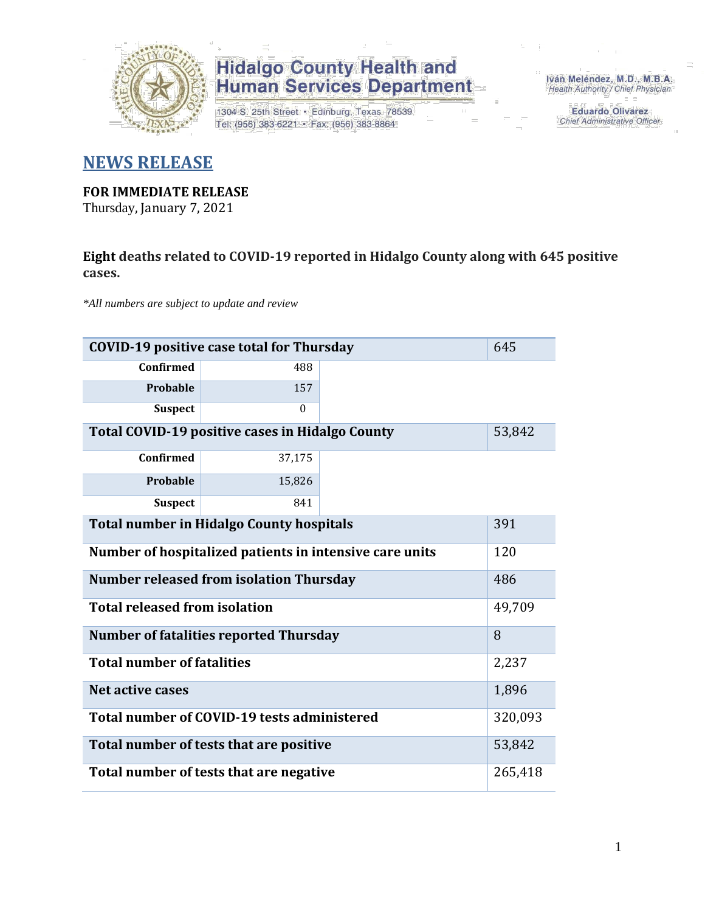Hidalgo County Health and Human Services Department

1304 S. 25th Street • Edinburg, Texas 78539
Tel: (956) 383-6221 • Fax: (956) 383-8864

Iván Meléndez, M.D., M.B.A.
Health Authority / Chief Physician

Eduardo Olivarez
Chief Administrative Officer

# NEWS RELEASE

**FOR IMMEDIATE RELEASE**
Thursday, January 7, 2021

**Eight deaths related to COVID-19 reported in Hidalgo County along with 645 positive cases.**

*\*All numbers are subject to update and review*

| | | |
|---|---|---|
| **COVID-19 positive case total for Thursday** | | 645 |
| **Confirmed** | 488 | |
| **Probable** | 157 | |
| **Suspect** | 0 | |
| **Total COVID-19 positive cases in Hidalgo County** | | 53,842 |
| **Confirmed** | 37,175 | |
| **Probable** | 15,826 | |
| **Suspect** | 841 | |
| **Total number in Hidalgo County hospitals** | | 391 |
| **Number of hospitalized patients in intensive care units** | | 120 |
| **Number released from isolation Thursday** | | 486 |
| **Total released from isolation** | | 49,709 |
| **Number of fatalities reported Thursday** | | 8 |
| **Total number of fatalities** | | 2,237 |
| **Net active cases** | | 1,896 |
| **Total number of COVID-19 tests administered** | | 320,093 |
| **Total number of tests that are positive** | | 53,842 |
| **Total number of tests that are negative** | | 265,418 |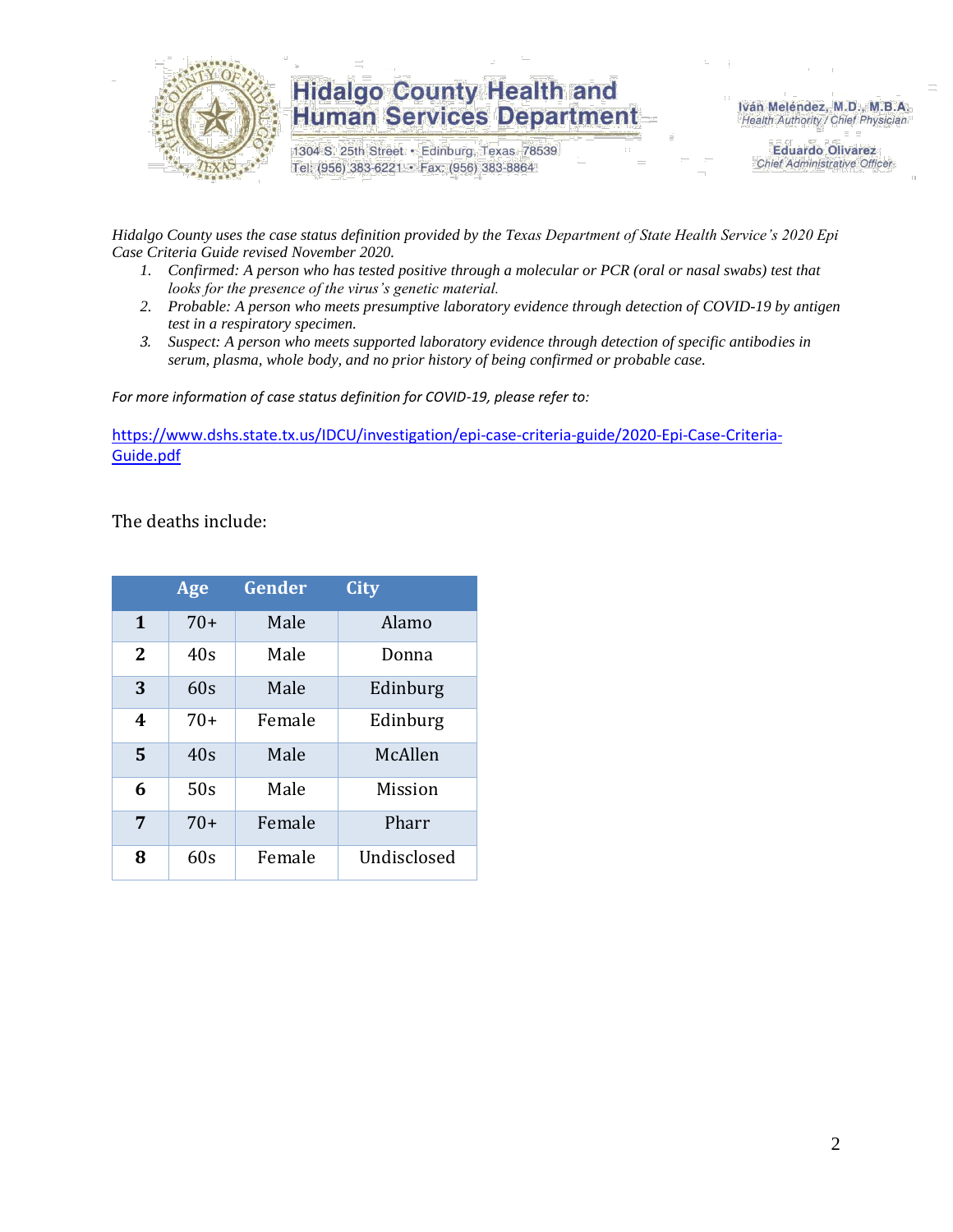*Hidalgo County uses the case status definition provided by the Texas Department of State Health Service's 2020 Epi Case Criteria Guide revised November 2020.*

1. *Confirmed: A person who has tested positive through a molecular or PCR (oral or nasal swabs) test that looks for the presence of the virus's genetic material.*
2. *Probable: A person who meets presumptive laboratory evidence through detection of COVID-19 by antigen test in a respiratory specimen.*
3. *Suspect: A person who meets supported laboratory evidence through detection of specific antibodies in serum, plasma, whole body, and no prior history of being confirmed or probable case.*

*For more information of case status definition for COVID-19, please refer to:*

[https://www.dshs.state.tx.us/IDCU/investigation/epi-case-criteria-guide/2020-Epi-Case-Criteria-Guide.pdf](https://www.dshs.state.tx.us/IDCU/investigation/epi-case-criteria-guide/2020-Epi-Case-Criteria-Guide.pdf)

The deaths include:

| | Age | Gender | City |
|---|---|---|---|
| **1** | 70+ | Male | Alamo |
| **2** | 40s | Male | Donna |
| **3** | 60s | Male | Edinburg |
| **4** | 70+ | Female | Edinburg |
| **5** | 40s | Male | McAllen |
| **6** | 50s | Male | Mission |
| **7** | 70+ | Female | Pharr |
| **8** | 60s | Female | Undisclosed |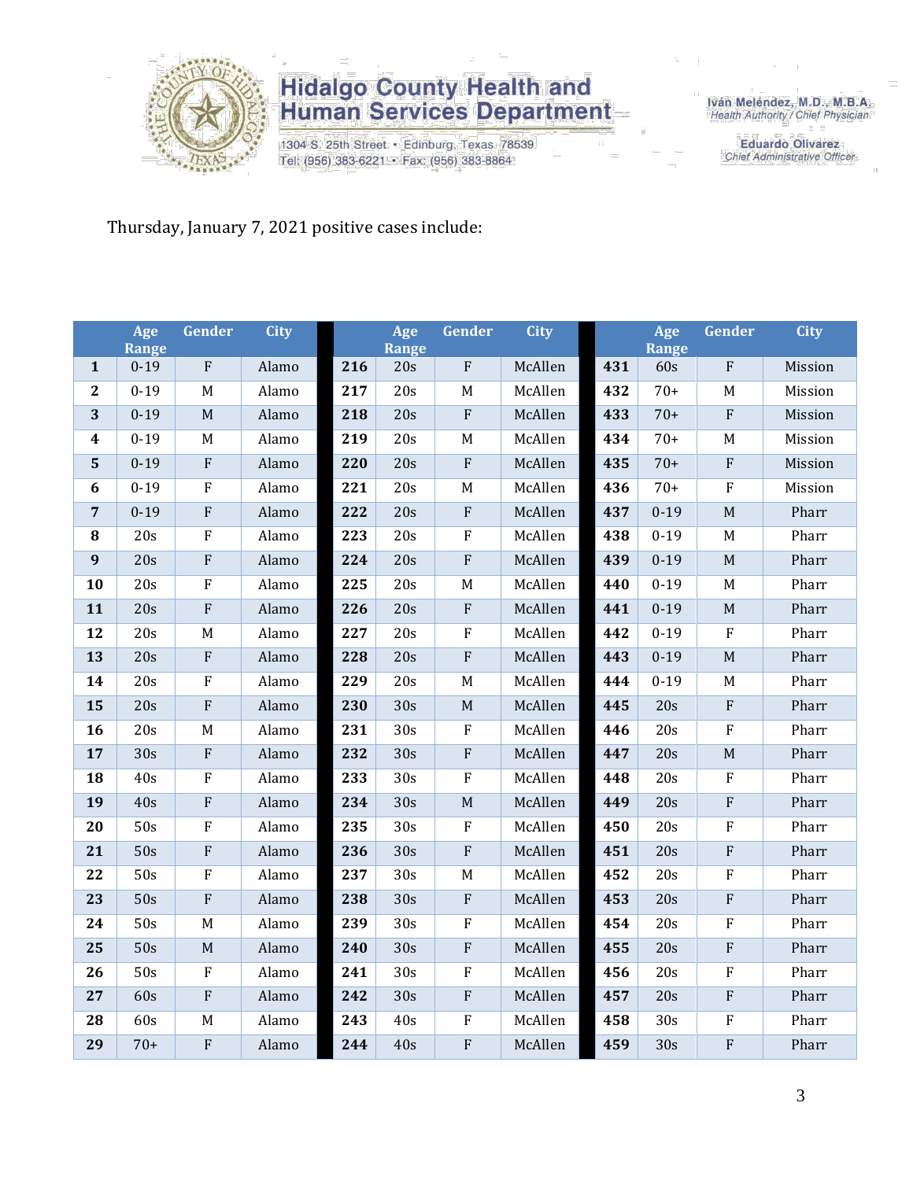Hidalgo County Health and Human Services Department
1304 S. 25th Street • Edinburg, Texas 78539
Tel: (956) 383-6221 • Fax: (956) 383-8864

Iván Meléndez, M.D., M.B.A.
Health Authority / Chief Physician

Eduardo Olivarez
Chief Administrative Officer

Thursday, January 7, 2021 positive cases include:

| | Age Range | Gender | City | | Age Range | Gender | City | | Age Range | Gender | City |
|---|---|---|---|---|---|---|---|---|---|---|---|
| **1** | 0-19 | F | Alamo | **216** | 20s | F | McAllen | **431** | 60s | F | Mission |
| **2** | 0-19 | M | Alamo | **217** | 20s | M | McAllen | **432** | 70+ | M | Mission |
| **3** | 0-19 | M | Alamo | **218** | 20s | F | McAllen | **433** | 70+ | F | Mission |
| **4** | 0-19 | M | Alamo | **219** | 20s | M | McAllen | **434** | 70+ | M | Mission |
| **5** | 0-19 | F | Alamo | **220** | 20s | F | McAllen | **435** | 70+ | F | Mission |
| **6** | 0-19 | F | Alamo | **221** | 20s | M | McAllen | **436** | 70+ | F | Mission |
| **7** | 0-19 | F | Alamo | **222** | 20s | F | McAllen | **437** | 0-19 | M | Pharr |
| **8** | 20s | F | Alamo | **223** | 20s | F | McAllen | **438** | 0-19 | M | Pharr |
| **9** | 20s | F | Alamo | **224** | 20s | F | McAllen | **439** | 0-19 | M | Pharr |
| **10** | 20s | F | Alamo | **225** | 20s | M | McAllen | **440** | 0-19 | M | Pharr |
| **11** | 20s | F | Alamo | **226** | 20s | F | McAllen | **441** | 0-19 | M | Pharr |
| **12** | 20s | M | Alamo | **227** | 20s | F | McAllen | **442** | 0-19 | F | Pharr |
| **13** | 20s | F | Alamo | **228** | 20s | F | McAllen | **443** | 0-19 | M | Pharr |
| **14** | 20s | F | Alamo | **229** | 20s | M | McAllen | **444** | 0-19 | M | Pharr |
| **15** | 20s | F | Alamo | **230** | 30s | M | McAllen | **445** | 20s | F | Pharr |
| **16** | 20s | M | Alamo | **231** | 30s | F | McAllen | **446** | 20s | F | Pharr |
| **17** | 30s | F | Alamo | **232** | 30s | F | McAllen | **447** | 20s | M | Pharr |
| **18** | 40s | F | Alamo | **233** | 30s | F | McAllen | **448** | 20s | F | Pharr |
| **19** | 40s | F | Alamo | **234** | 30s | M | McAllen | **449** | 20s | F | Pharr |
| **20** | 50s | F | Alamo | **235** | 30s | F | McAllen | **450** | 20s | F | Pharr |
| **21** | 50s | F | Alamo | **236** | 30s | F | McAllen | **451** | 20s | F | Pharr |
| **22** | 50s | F | Alamo | **237** | 30s | M | McAllen | **452** | 20s | F | Pharr |
| **23** | 50s | F | Alamo | **238** | 30s | F | McAllen | **453** | 20s | F | Pharr |
| **24** | 50s | M | Alamo | **239** | 30s | F | McAllen | **454** | 20s | F | Pharr |
| **25** | 50s | M | Alamo | **240** | 30s | F | McAllen | **455** | 20s | F | Pharr |
| **26** | 50s | F | Alamo | **241** | 30s | F | McAllen | **456** | 20s | F | Pharr |
| **27** | 60s | F | Alamo | **242** | 30s | F | McAllen | **457** | 20s | F | Pharr |
| **28** | 60s | M | Alamo | **243** | 40s | F | McAllen | **458** | 30s | F | Pharr |
| **29** | 70+ | F | Alamo | **244** | 40s | F | McAllen | **459** | 30s | F | Pharr |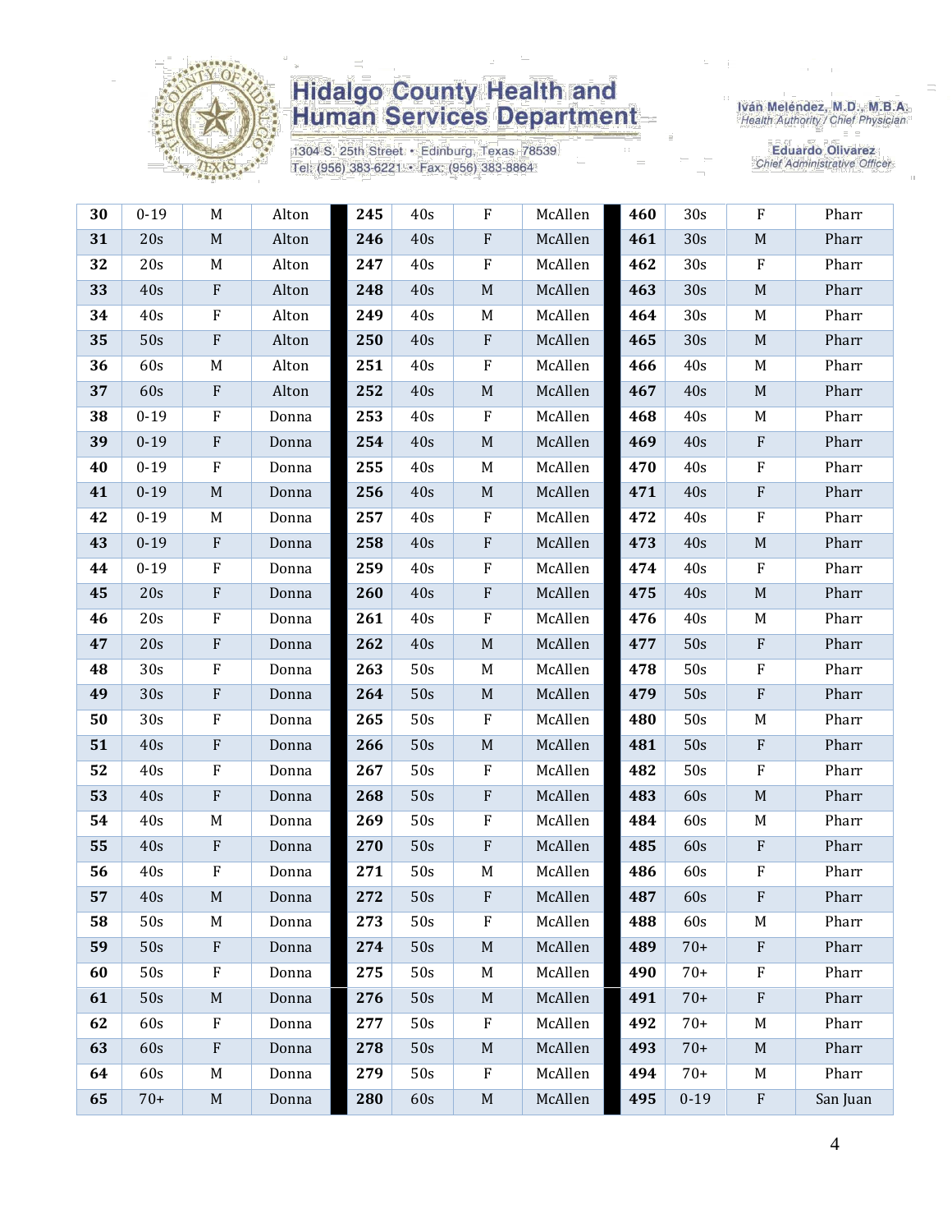| 30 | 0-19 | M | Alton | 245 | 40s | F | McAllen | 460 | 30s | F | Pharr |
|---|---|---|---|---|---|---|---|---|---|---|---|
| 31 | 20s | M | Alton | 246 | 40s | F | McAllen | 461 | 30s | M | Pharr |
| 32 | 20s | M | Alton | 247 | 40s | F | McAllen | 462 | 30s | F | Pharr |
| 33 | 40s | F | Alton | 248 | 40s | M | McAllen | 463 | 30s | M | Pharr |
| 34 | 40s | F | Alton | 249 | 40s | M | McAllen | 464 | 30s | M | Pharr |
| 35 | 50s | F | Alton | 250 | 40s | F | McAllen | 465 | 30s | M | Pharr |
| 36 | 60s | M | Alton | 251 | 40s | F | McAllen | 466 | 40s | M | Pharr |
| 37 | 60s | F | Alton | 252 | 40s | M | McAllen | 467 | 40s | M | Pharr |
| 38 | 0-19 | F | Donna | 253 | 40s | F | McAllen | 468 | 40s | M | Pharr |
| 39 | 0-19 | F | Donna | 254 | 40s | M | McAllen | 469 | 40s | F | Pharr |
| 40 | 0-19 | F | Donna | 255 | 40s | M | McAllen | 470 | 40s | F | Pharr |
| 41 | 0-19 | M | Donna | 256 | 40s | M | McAllen | 471 | 40s | F | Pharr |
| 42 | 0-19 | M | Donna | 257 | 40s | F | McAllen | 472 | 40s | F | Pharr |
| 43 | 0-19 | F | Donna | 258 | 40s | F | McAllen | 473 | 40s | M | Pharr |
| 44 | 0-19 | F | Donna | 259 | 40s | F | McAllen | 474 | 40s | F | Pharr |
| 45 | 20s | F | Donna | 260 | 40s | F | McAllen | 475 | 40s | M | Pharr |
| 46 | 20s | F | Donna | 261 | 40s | F | McAllen | 476 | 40s | M | Pharr |
| 47 | 20s | F | Donna | 262 | 40s | M | McAllen | 477 | 50s | F | Pharr |
| 48 | 30s | F | Donna | 263 | 50s | M | McAllen | 478 | 50s | F | Pharr |
| 49 | 30s | F | Donna | 264 | 50s | M | McAllen | 479 | 50s | F | Pharr |
| 50 | 30s | F | Donna | 265 | 50s | F | McAllen | 480 | 50s | M | Pharr |
| 51 | 40s | F | Donna | 266 | 50s | M | McAllen | 481 | 50s | F | Pharr |
| 52 | 40s | F | Donna | 267 | 50s | F | McAllen | 482 | 50s | F | Pharr |
| 53 | 40s | F | Donna | 268 | 50s | F | McAllen | 483 | 60s | M | Pharr |
| 54 | 40s | M | Donna | 269 | 50s | F | McAllen | 484 | 60s | M | Pharr |
| 55 | 40s | F | Donna | 270 | 50s | F | McAllen | 485 | 60s | F | Pharr |
| 56 | 40s | F | Donna | 271 | 50s | M | McAllen | 486 | 60s | F | Pharr |
| 57 | 40s | M | Donna | 272 | 50s | F | McAllen | 487 | 60s | F | Pharr |
| 58 | 50s | M | Donna | 273 | 50s | F | McAllen | 488 | 60s | M | Pharr |
| 59 | 50s | F | Donna | 274 | 50s | M | McAllen | 489 | 70+ | F | Pharr |
| 60 | 50s | F | Donna | 275 | 50s | M | McAllen | 490 | 70+ | F | Pharr |
| 61 | 50s | M | Donna | 276 | 50s | M | McAllen | 491 | 70+ | F | Pharr |
| 62 | 60s | F | Donna | 277 | 50s | F | McAllen | 492 | 70+ | M | Pharr |
| 63 | 60s | F | Donna | 278 | 50s | M | McAllen | 493 | 70+ | M | Pharr |
| 64 | 60s | M | Donna | 279 | 50s | F | McAllen | 494 | 70+ | M | Pharr |
| 65 | 70+ | M | Donna | 280 | 60s | M | McAllen | 495 | 0-19 | F | San Juan |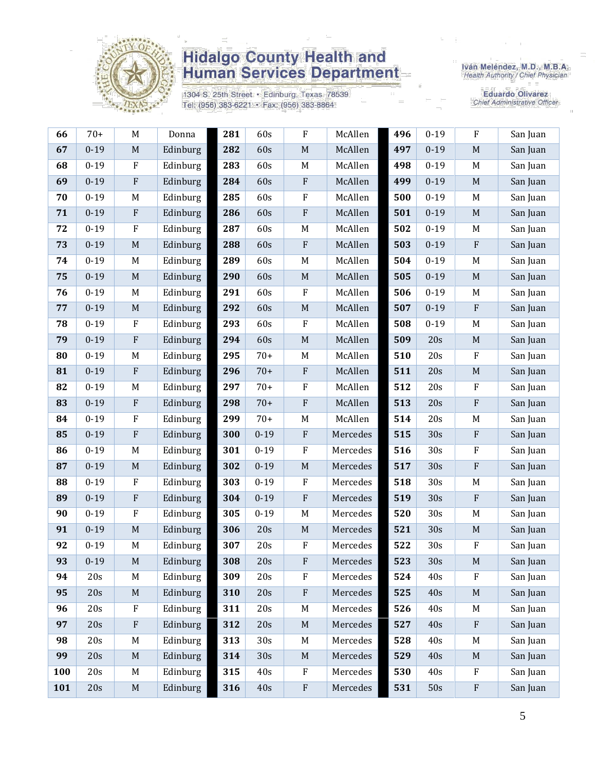| 66 | 70+ | M | Donna | 281 | 60s | F | McAllen | 496 | 0-19 | F | San Juan |
|---|---|---|---|---|---|---|---|---|---|---|---|
| 67 | 0-19 | M | Edinburg | 282 | 60s | M | McAllen | 497 | 0-19 | M | San Juan |
| 68 | 0-19 | F | Edinburg | 283 | 60s | M | McAllen | 498 | 0-19 | M | San Juan |
| 69 | 0-19 | F | Edinburg | 284 | 60s | F | McAllen | 499 | 0-19 | M | San Juan |
| 70 | 0-19 | M | Edinburg | 285 | 60s | F | McAllen | 500 | 0-19 | M | San Juan |
| 71 | 0-19 | F | Edinburg | 286 | 60s | F | McAllen | 501 | 0-19 | M | San Juan |
| 72 | 0-19 | F | Edinburg | 287 | 60s | M | McAllen | 502 | 0-19 | M | San Juan |
| 73 | 0-19 | M | Edinburg | 288 | 60s | F | McAllen | 503 | 0-19 | F | San Juan |
| 74 | 0-19 | M | Edinburg | 289 | 60s | M | McAllen | 504 | 0-19 | M | San Juan |
| 75 | 0-19 | M | Edinburg | 290 | 60s | M | McAllen | 505 | 0-19 | M | San Juan |
| 76 | 0-19 | M | Edinburg | 291 | 60s | F | McAllen | 506 | 0-19 | M | San Juan |
| 77 | 0-19 | M | Edinburg | 292 | 60s | M | McAllen | 507 | 0-19 | F | San Juan |
| 78 | 0-19 | F | Edinburg | 293 | 60s | F | McAllen | 508 | 0-19 | M | San Juan |
| 79 | 0-19 | F | Edinburg | 294 | 60s | M | McAllen | 509 | 20s | M | San Juan |
| 80 | 0-19 | M | Edinburg | 295 | 70+ | M | McAllen | 510 | 20s | F | San Juan |
| 81 | 0-19 | F | Edinburg | 296 | 70+ | F | McAllen | 511 | 20s | M | San Juan |
| 82 | 0-19 | M | Edinburg | 297 | 70+ | F | McAllen | 512 | 20s | F | San Juan |
| 83 | 0-19 | F | Edinburg | 298 | 70+ | F | McAllen | 513 | 20s | F | San Juan |
| 84 | 0-19 | F | Edinburg | 299 | 70+ | M | McAllen | 514 | 20s | M | San Juan |
| 85 | 0-19 | F | Edinburg | 300 | 0-19 | F | Mercedes | 515 | 30s | F | San Juan |
| 86 | 0-19 | M | Edinburg | 301 | 0-19 | F | Mercedes | 516 | 30s | F | San Juan |
| 87 | 0-19 | M | Edinburg | 302 | 0-19 | M | Mercedes | 517 | 30s | F | San Juan |
| 88 | 0-19 | F | Edinburg | 303 | 0-19 | F | Mercedes | 518 | 30s | M | San Juan |
| 89 | 0-19 | F | Edinburg | 304 | 0-19 | F | Mercedes | 519 | 30s | F | San Juan |
| 90 | 0-19 | F | Edinburg | 305 | 0-19 | M | Mercedes | 520 | 30s | M | San Juan |
| 91 | 0-19 | M | Edinburg | 306 | 20s | M | Mercedes | 521 | 30s | M | San Juan |
| 92 | 0-19 | M | Edinburg | 307 | 20s | F | Mercedes | 522 | 30s | F | San Juan |
| 93 | 0-19 | M | Edinburg | 308 | 20s | F | Mercedes | 523 | 30s | M | San Juan |
| 94 | 20s | M | Edinburg | 309 | 20s | F | Mercedes | 524 | 40s | F | San Juan |
| 95 | 20s | M | Edinburg | 310 | 20s | F | Mercedes | 525 | 40s | M | San Juan |
| 96 | 20s | F | Edinburg | 311 | 20s | M | Mercedes | 526 | 40s | M | San Juan |
| 97 | 20s | F | Edinburg | 312 | 20s | M | Mercedes | 527 | 40s | F | San Juan |
| 98 | 20s | M | Edinburg | 313 | 30s | M | Mercedes | 528 | 40s | M | San Juan |
| 99 | 20s | M | Edinburg | 314 | 30s | M | Mercedes | 529 | 40s | M | San Juan |
| 100 | 20s | M | Edinburg | 315 | 40s | F | Mercedes | 530 | 40s | F | San Juan |
| 101 | 20s | M | Edinburg | 316 | 40s | F | Mercedes | 531 | 50s | F | San Juan |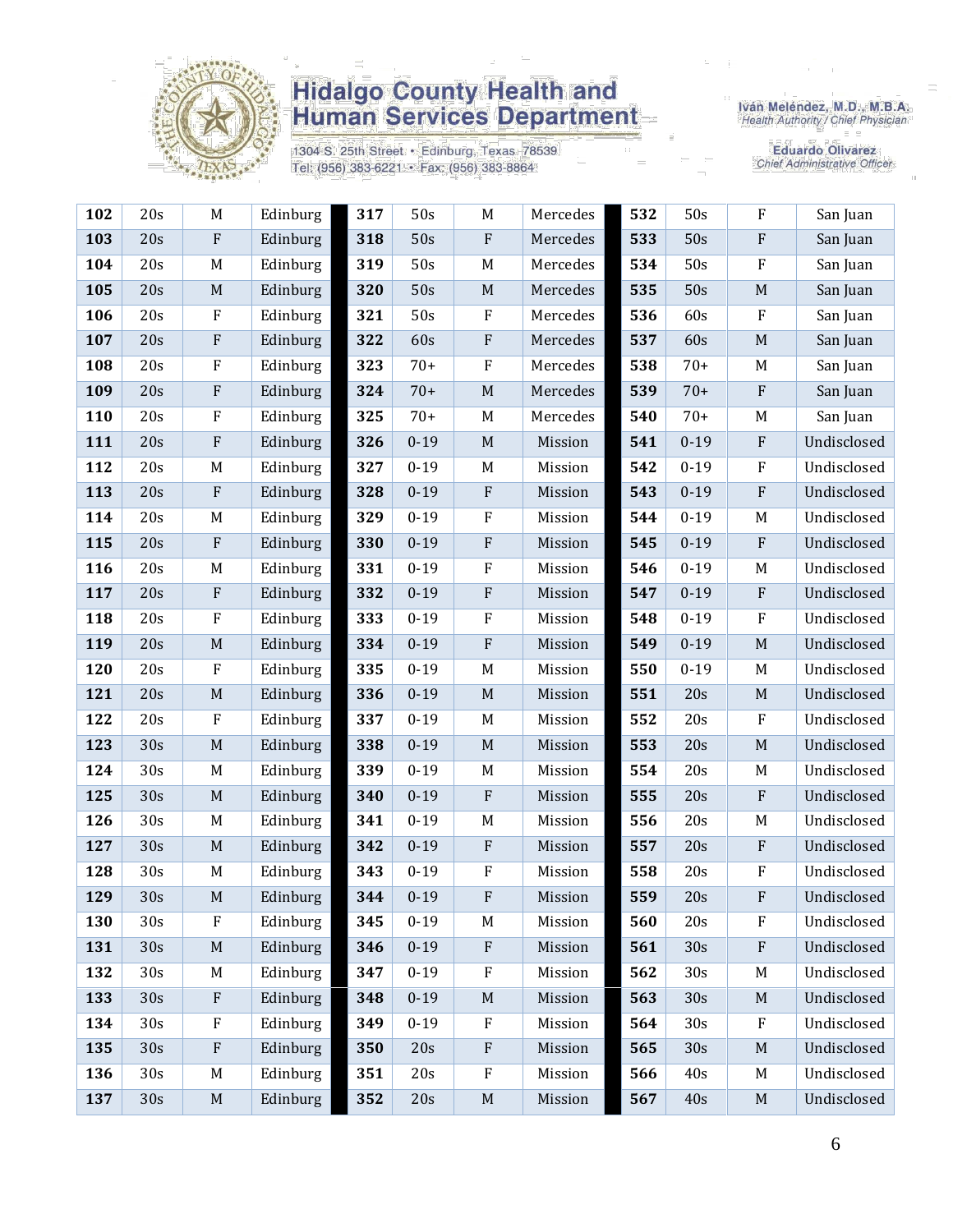| 102 | 20s | M | Edinburg | 317 | 50s | M | Mercedes | 532 | 50s | F | San Juan |
|---|---|---|---|---|---|---|---|---|---|---|---|
| 103 | 20s | F | Edinburg | 318 | 50s | F | Mercedes | 533 | 50s | F | San Juan |
| 104 | 20s | M | Edinburg | 319 | 50s | M | Mercedes | 534 | 50s | F | San Juan |
| 105 | 20s | M | Edinburg | 320 | 50s | M | Mercedes | 535 | 50s | M | San Juan |
| 106 | 20s | F | Edinburg | 321 | 50s | F | Mercedes | 536 | 60s | F | San Juan |
| 107 | 20s | F | Edinburg | 322 | 60s | F | Mercedes | 537 | 60s | M | San Juan |
| 108 | 20s | F | Edinburg | 323 | 70+ | F | Mercedes | 538 | 70+ | M | San Juan |
| 109 | 20s | F | Edinburg | 324 | 70+ | M | Mercedes | 539 | 70+ | F | San Juan |
| 110 | 20s | F | Edinburg | 325 | 70+ | M | Mercedes | 540 | 70+ | M | San Juan |
| 111 | 20s | F | Edinburg | 326 | 0-19 | M | Mission | 541 | 0-19 | F | Undisclosed |
| 112 | 20s | M | Edinburg | 327 | 0-19 | M | Mission | 542 | 0-19 | F | Undisclosed |
| 113 | 20s | F | Edinburg | 328 | 0-19 | F | Mission | 543 | 0-19 | F | Undisclosed |
| 114 | 20s | M | Edinburg | 329 | 0-19 | F | Mission | 544 | 0-19 | M | Undisclosed |
| 115 | 20s | F | Edinburg | 330 | 0-19 | F | Mission | 545 | 0-19 | F | Undisclosed |
| 116 | 20s | M | Edinburg | 331 | 0-19 | F | Mission | 546 | 0-19 | M | Undisclosed |
| 117 | 20s | F | Edinburg | 332 | 0-19 | F | Mission | 547 | 0-19 | F | Undisclosed |
| 118 | 20s | F | Edinburg | 333 | 0-19 | F | Mission | 548 | 0-19 | F | Undisclosed |
| 119 | 20s | M | Edinburg | 334 | 0-19 | F | Mission | 549 | 0-19 | M | Undisclosed |
| 120 | 20s | F | Edinburg | 335 | 0-19 | M | Mission | 550 | 0-19 | M | Undisclosed |
| 121 | 20s | M | Edinburg | 336 | 0-19 | M | Mission | 551 | 20s | M | Undisclosed |
| 122 | 20s | F | Edinburg | 337 | 0-19 | M | Mission | 552 | 20s | F | Undisclosed |
| 123 | 30s | M | Edinburg | 338 | 0-19 | M | Mission | 553 | 20s | M | Undisclosed |
| 124 | 30s | M | Edinburg | 339 | 0-19 | M | Mission | 554 | 20s | M | Undisclosed |
| 125 | 30s | M | Edinburg | 340 | 0-19 | F | Mission | 555 | 20s | F | Undisclosed |
| 126 | 30s | M | Edinburg | 341 | 0-19 | M | Mission | 556 | 20s | M | Undisclosed |
| 127 | 30s | M | Edinburg | 342 | 0-19 | F | Mission | 557 | 20s | F | Undisclosed |
| 128 | 30s | M | Edinburg | 343 | 0-19 | F | Mission | 558 | 20s | F | Undisclosed |
| 129 | 30s | M | Edinburg | 344 | 0-19 | F | Mission | 559 | 20s | F | Undisclosed |
| 130 | 30s | F | Edinburg | 345 | 0-19 | M | Mission | 560 | 20s | F | Undisclosed |
| 131 | 30s | M | Edinburg | 346 | 0-19 | F | Mission | 561 | 30s | F | Undisclosed |
| 132 | 30s | M | Edinburg | 347 | 0-19 | F | Mission | 562 | 30s | M | Undisclosed |
| 133 | 30s | F | Edinburg | 348 | 0-19 | M | Mission | 563 | 30s | M | Undisclosed |
| 134 | 30s | F | Edinburg | 349 | 0-19 | F | Mission | 564 | 30s | F | Undisclosed |
| 135 | 30s | F | Edinburg | 350 | 20s | F | Mission | 565 | 30s | M | Undisclosed |
| 136 | 30s | M | Edinburg | 351 | 20s | F | Mission | 566 | 40s | M | Undisclosed |
| 137 | 30s | M | Edinburg | 352 | 20s | M | Mission | 567 | 40s | M | Undisclosed |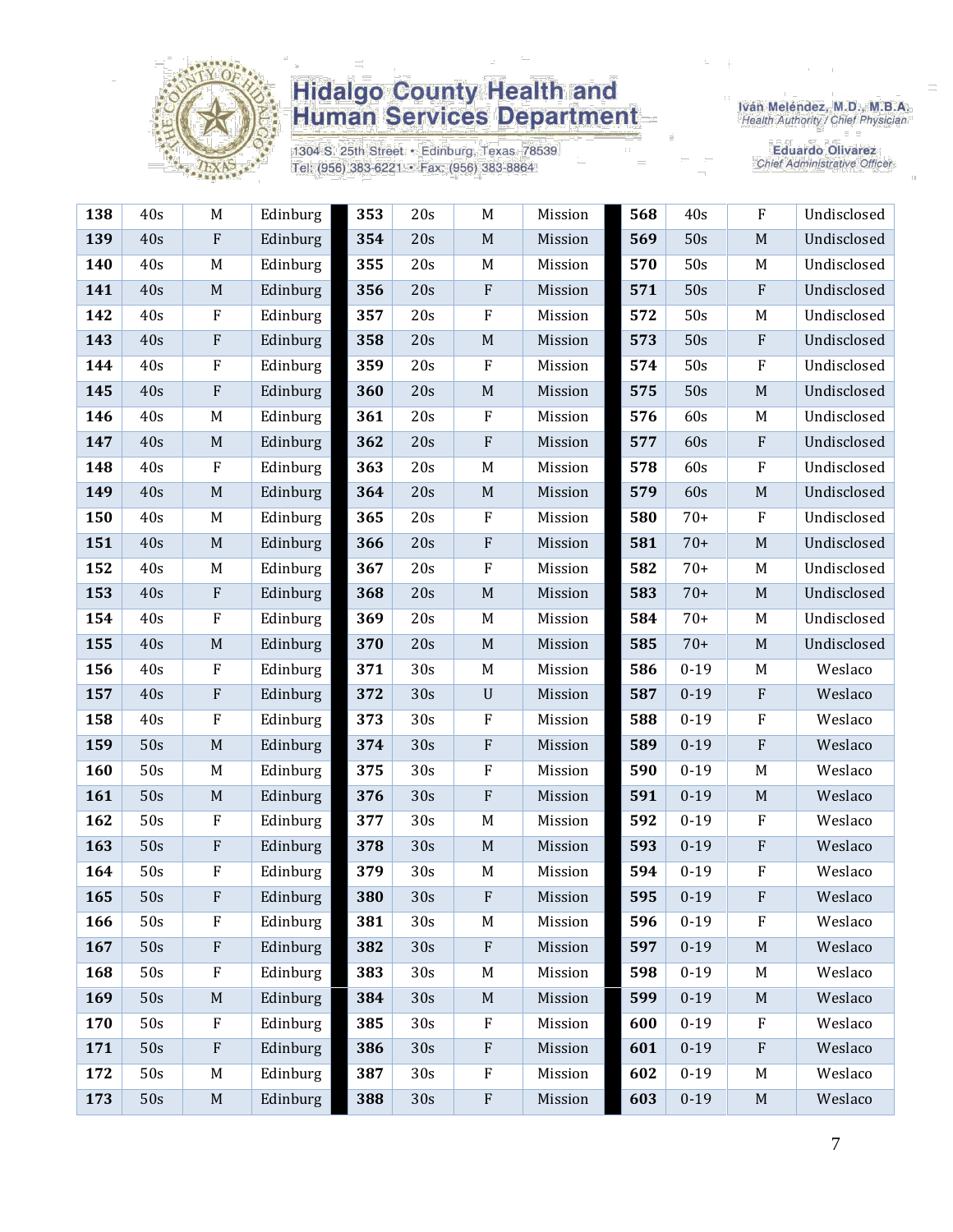| 138 | 40s | M | Edinburg |
|---|---|---|---|
| 139 | 40s | F | Edinburg |
| 140 | 40s | M | Edinburg |
| 141 | 40s | M | Edinburg |
| 142 | 40s | F | Edinburg |
| 143 | 40s | F | Edinburg |
| 144 | 40s | F | Edinburg |
| 145 | 40s | F | Edinburg |
| 146 | 40s | M | Edinburg |
| 147 | 40s | M | Edinburg |
| 148 | 40s | F | Edinburg |
| 149 | 40s | M | Edinburg |
| 150 | 40s | M | Edinburg |
| 151 | 40s | M | Edinburg |
| 152 | 40s | M | Edinburg |
| 153 | 40s | F | Edinburg |
| 154 | 40s | F | Edinburg |
| 155 | 40s | M | Edinburg |
| 156 | 40s | F | Edinburg |
| 157 | 40s | F | Edinburg |
| 158 | 40s | F | Edinburg |
| 159 | 50s | M | Edinburg |
| 160 | 50s | M | Edinburg |
| 161 | 50s | M | Edinburg |
| 162 | 50s | F | Edinburg |
| 163 | 50s | F | Edinburg |
| 164 | 50s | F | Edinburg |
| 165 | 50s | F | Edinburg |
| 166 | 50s | F | Edinburg |
| 167 | 50s | F | Edinburg |
| 168 | 50s | F | Edinburg |
| 169 | 50s | M | Edinburg |
| 170 | 50s | F | Edinburg |
| 171 | 50s | F | Edinburg |
| 172 | 50s | M | Edinburg |
| 173 | 50s | M | Edinburg |
| 353 | 20s | M | Mission |
| 354 | 20s | M | Mission |
| 355 | 20s | M | Mission |
| 356 | 20s | F | Mission |
| 357 | 20s | F | Mission |
| 358 | 20s | M | Mission |
| 359 | 20s | F | Mission |
| 360 | 20s | M | Mission |
| 361 | 20s | F | Mission |
| 362 | 20s | F | Mission |
| 363 | 20s | M | Mission |
| 364 | 20s | M | Mission |
| 365 | 20s | F | Mission |
| 366 | 20s | F | Mission |
| 367 | 20s | F | Mission |
| 368 | 20s | M | Mission |
| 369 | 20s | M | Mission |
| 370 | 20s | M | Mission |
| 371 | 30s | M | Mission |
| 372 | 30s | U | Mission |
| 373 | 30s | F | Mission |
| 374 | 30s | F | Mission |
| 375 | 30s | F | Mission |
| 376 | 30s | F | Mission |
| 377 | 30s | M | Mission |
| 378 | 30s | M | Mission |
| 379 | 30s | M | Mission |
| 380 | 30s | F | Mission |
| 381 | 30s | M | Mission |
| 382 | 30s | F | Mission |
| 383 | 30s | M | Mission |
| 384 | 30s | M | Mission |
| 385 | 30s | F | Mission |
| 386 | 30s | F | Mission |
| 387 | 30s | F | Mission |
| 388 | 30s | F | Mission |
| 568 | 40s | F | Undisclosed |
| 569 | 50s | M | Undisclosed |
| 570 | 50s | M | Undisclosed |
| 571 | 50s | F | Undisclosed |
| 572 | 50s | M | Undisclosed |
| 573 | 50s | F | Undisclosed |
| 574 | 50s | F | Undisclosed |
| 575 | 50s | M | Undisclosed |
| 576 | 60s | M | Undisclosed |
| 577 | 60s | F | Undisclosed |
| 578 | 60s | F | Undisclosed |
| 579 | 60s | M | Undisclosed |
| 580 | 70+ | F | Undisclosed |
| 581 | 70+ | M | Undisclosed |
| 582 | 70+ | M | Undisclosed |
| 583 | 70+ | M | Undisclosed |
| 584 | 70+ | M | Undisclosed |
| 585 | 70+ | M | Undisclosed |
| 586 | 0-19 | M | Weslaco |
| 587 | 0-19 | F | Weslaco |
| 588 | 0-19 | F | Weslaco |
| 589 | 0-19 | F | Weslaco |
| 590 | 0-19 | M | Weslaco |
| 591 | 0-19 | M | Weslaco |
| 592 | 0-19 | F | Weslaco |
| 593 | 0-19 | F | Weslaco |
| 594 | 0-19 | F | Weslaco |
| 595 | 0-19 | F | Weslaco |
| 596 | 0-19 | F | Weslaco |
| 597 | 0-19 | M | Weslaco |
| 598 | 0-19 | M | Weslaco |
| 599 | 0-19 | M | Weslaco |
| 600 | 0-19 | F | Weslaco |
| 601 | 0-19 | F | Weslaco |
| 602 | 0-19 | M | Weslaco |
| 603 | 0-19 | M | Weslaco |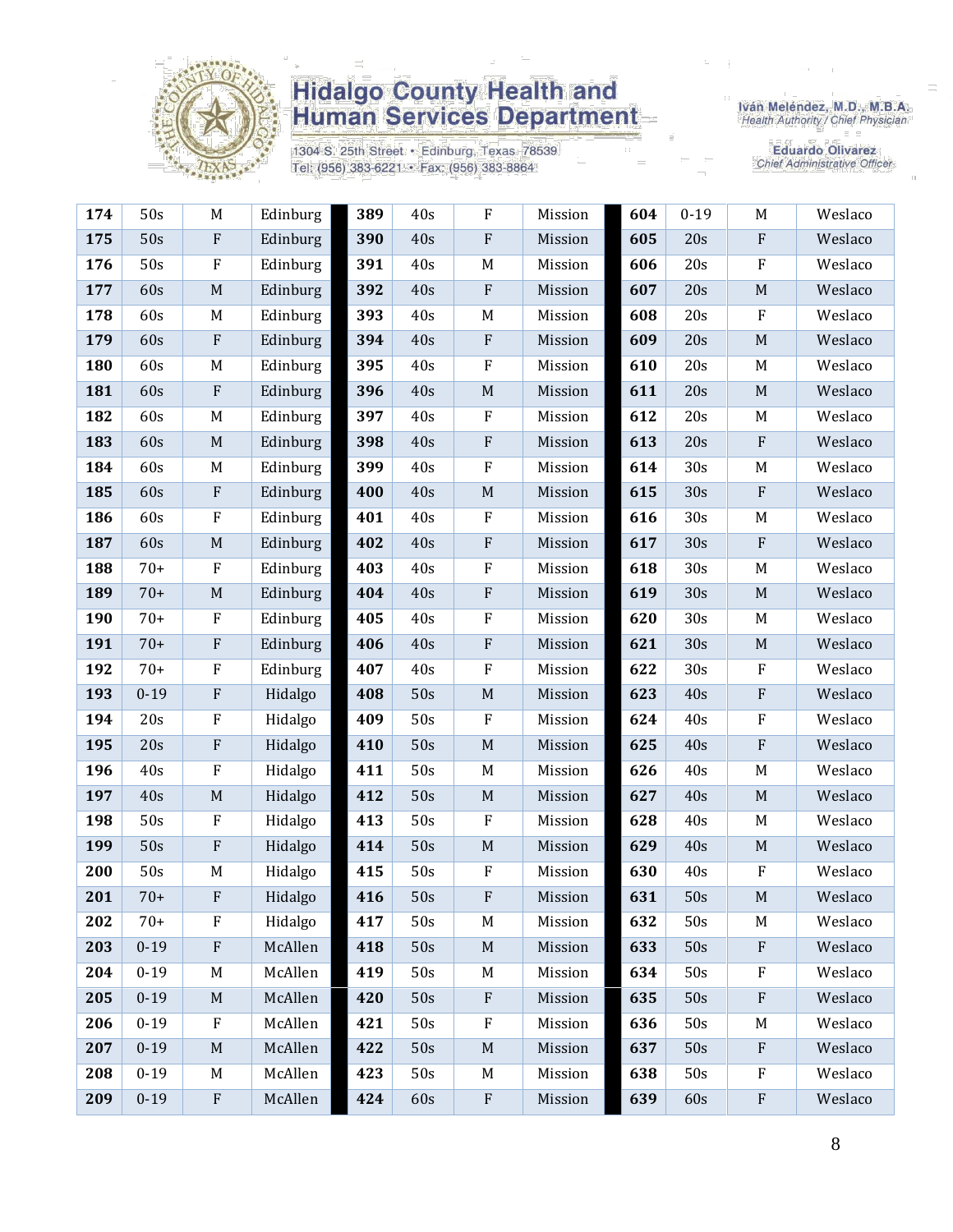| 174 | 50s | M | Edinburg | 389 | 40s | F | Mission | 604 | 0-19 | M | Weslaco |
|---|---|---|---|---|---|---|---|---|---|---|---|
| 175 | 50s | F | Edinburg | 390 | 40s | F | Mission | 605 | 20s | F | Weslaco |
| 176 | 50s | F | Edinburg | 391 | 40s | M | Mission | 606 | 20s | F | Weslaco |
| 177 | 60s | M | Edinburg | 392 | 40s | F | Mission | 607 | 20s | M | Weslaco |
| 178 | 60s | M | Edinburg | 393 | 40s | M | Mission | 608 | 20s | F | Weslaco |
| 179 | 60s | F | Edinburg | 394 | 40s | F | Mission | 609 | 20s | M | Weslaco |
| 180 | 60s | M | Edinburg | 395 | 40s | F | Mission | 610 | 20s | M | Weslaco |
| 181 | 60s | F | Edinburg | 396 | 40s | M | Mission | 611 | 20s | M | Weslaco |
| 182 | 60s | M | Edinburg | 397 | 40s | F | Mission | 612 | 20s | M | Weslaco |
| 183 | 60s | M | Edinburg | 398 | 40s | F | Mission | 613 | 20s | F | Weslaco |
| 184 | 60s | M | Edinburg | 399 | 40s | F | Mission | 614 | 30s | M | Weslaco |
| 185 | 60s | F | Edinburg | 400 | 40s | M | Mission | 615 | 30s | F | Weslaco |
| 186 | 60s | F | Edinburg | 401 | 40s | F | Mission | 616 | 30s | M | Weslaco |
| 187 | 60s | M | Edinburg | 402 | 40s | F | Mission | 617 | 30s | F | Weslaco |
| 188 | 70+ | F | Edinburg | 403 | 40s | F | Mission | 618 | 30s | M | Weslaco |
| 189 | 70+ | M | Edinburg | 404 | 40s | F | Mission | 619 | 30s | M | Weslaco |
| 190 | 70+ | F | Edinburg | 405 | 40s | F | Mission | 620 | 30s | M | Weslaco |
| 191 | 70+ | F | Edinburg | 406 | 40s | F | Mission | 621 | 30s | M | Weslaco |
| 192 | 70+ | F | Edinburg | 407 | 40s | F | Mission | 622 | 30s | F | Weslaco |
| 193 | 0-19 | F | Hidalgo | 408 | 50s | M | Mission | 623 | 40s | F | Weslaco |
| 194 | 20s | F | Hidalgo | 409 | 50s | F | Mission | 624 | 40s | F | Weslaco |
| 195 | 20s | F | Hidalgo | 410 | 50s | M | Mission | 625 | 40s | F | Weslaco |
| 196 | 40s | F | Hidalgo | 411 | 50s | M | Mission | 626 | 40s | M | Weslaco |
| 197 | 40s | M | Hidalgo | 412 | 50s | M | Mission | 627 | 40s | M | Weslaco |
| 198 | 50s | F | Hidalgo | 413 | 50s | F | Mission | 628 | 40s | M | Weslaco |
| 199 | 50s | F | Hidalgo | 414 | 50s | M | Mission | 629 | 40s | M | Weslaco |
| 200 | 50s | M | Hidalgo | 415 | 50s | F | Mission | 630 | 40s | F | Weslaco |
| 201 | 70+ | F | Hidalgo | 416 | 50s | F | Mission | 631 | 50s | M | Weslaco |
| 202 | 70+ | F | Hidalgo | 417 | 50s | M | Mission | 632 | 50s | M | Weslaco |
| 203 | 0-19 | F | McAllen | 418 | 50s | M | Mission | 633 | 50s | F | Weslaco |
| 204 | 0-19 | M | McAllen | 419 | 50s | M | Mission | 634 | 50s | F | Weslaco |
| 205 | 0-19 | M | McAllen | 420 | 50s | F | Mission | 635 | 50s | F | Weslaco |
| 206 | 0-19 | F | McAllen | 421 | 50s | F | Mission | 636 | 50s | M | Weslaco |
| 207 | 0-19 | M | McAllen | 422 | 50s | M | Mission | 637 | 50s | F | Weslaco |
| 208 | 0-19 | M | McAllen | 423 | 50s | M | Mission | 638 | 50s | F | Weslaco |
| 209 | 0-19 | F | McAllen | 424 | 60s | F | Mission | 639 | 60s | F | Weslaco |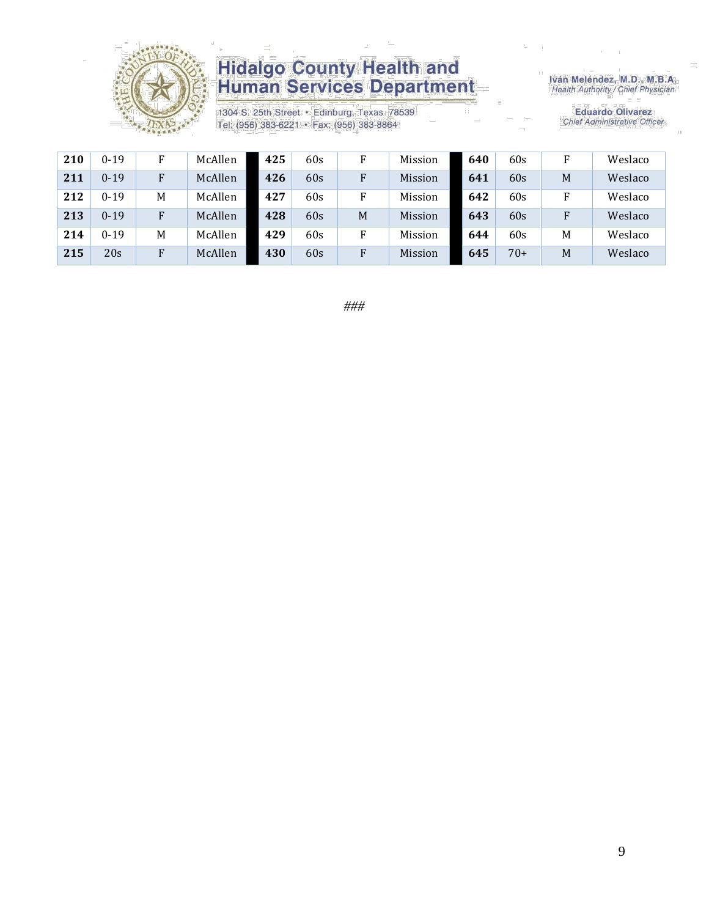| | | | | | | | | | | | | | |
|---|---|---|---|---|---|---|---|---|---|---|---|---|---|
| **210** | 0-19 | F | McAllen | | **425** | 60s | F | Mission | | **640** | 60s | F | Weslaco |
| **211** | 0-19 | F | McAllen | | **426** | 60s | F | Mission | | **641** | 60s | M | Weslaco |
| **212** | 0-19 | M | McAllen | | **427** | 60s | F | Mission | | **642** | 60s | F | Weslaco |
| **213** | 0-19 | F | McAllen | | **428** | 60s | M | Mission | | **643** | 60s | F | Weslaco |
| **214** | 0-19 | M | McAllen | | **429** | 60s | F | Mission | | **644** | 60s | M | Weslaco |
| **215** | 20s | F | McAllen | | **430** | 60s | F | Mission | | **645** | 70+ | M | Weslaco |

###